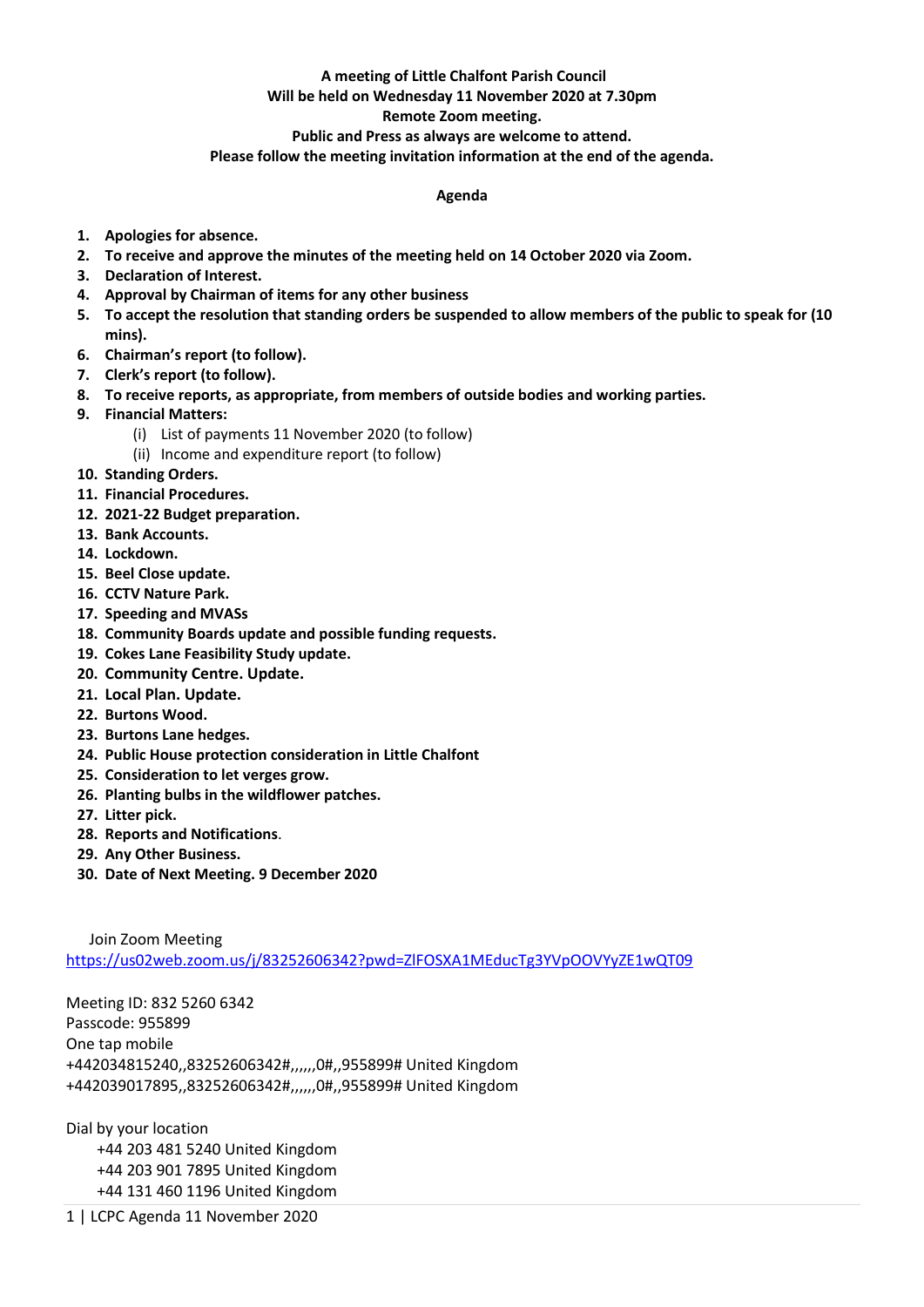**A meeting of Little Chalfont Parish Council**
**Will be held on Wednesday 11 November 2020 at 7.30pm**
**Remote Zoom meeting.**
**Public and Press as always are welcome to attend.**
**Please follow the meeting invitation information at the end of the agenda.**

## Agenda

1. **Apologies for absence.**
2. **To receive and approve the minutes of the meeting held on 14 October 2020 via Zoom.**
3. **Declaration of Interest.**
4. **Approval by Chairman of items for any other business**
5. **To accept the resolution that standing orders be suspended to allow members of the public to speak for (10 mins).**
6. **Chairman's report (to follow).**
7. **Clerk's report (to follow).**
8. **To receive reports, as appropriate, from members of outside bodies and working parties.**
9. **Financial Matters:**
   (i) List of payments 11 November 2020 (to follow)
   (ii) Income and expenditure report (to follow)
10. **Standing Orders.**
11. **Financial Procedures.**
12. **2021-22 Budget preparation.**
13. **Bank Accounts.**
14. **Lockdown.**
15. **Beel Close update.**
16. **CCTV Nature Park.**
17. **Speeding and MVASs**
18. **Community Boards update and possible funding requests.**
19. **Cokes Lane Feasibility Study update.**
20. **Community Centre. Update.**
21. **Local Plan. Update.**
22. **Burtons Wood.**
23. **Burtons Lane hedges.**
24. **Public House protection consideration in Little Chalfont**
25. **Consideration to let verges grow.**
26. **Planting bulbs in the wildflower patches.**
27. **Litter pick.**
28. **Reports and Notifications**.
29. **Any Other Business.**
30. **Date of Next Meeting. 9 December 2020**

Join Zoom Meeting
https://us02web.zoom.us/j/83252606342?pwd=ZlFOSXA1MEducTg3YVpOOVYyZE1wQT09

Meeting ID: 832 5260 6342
Passcode: 955899
One tap mobile
+442034815240,,83252606342#,,,,,,0#,,955899# United Kingdom
+442039017895,,83252606342#,,,,,,0#,,955899# United Kingdom

Dial by your location
+44 203 481 5240 United Kingdom
+44 203 901 7895 United Kingdom
+44 131 460 1196 United Kingdom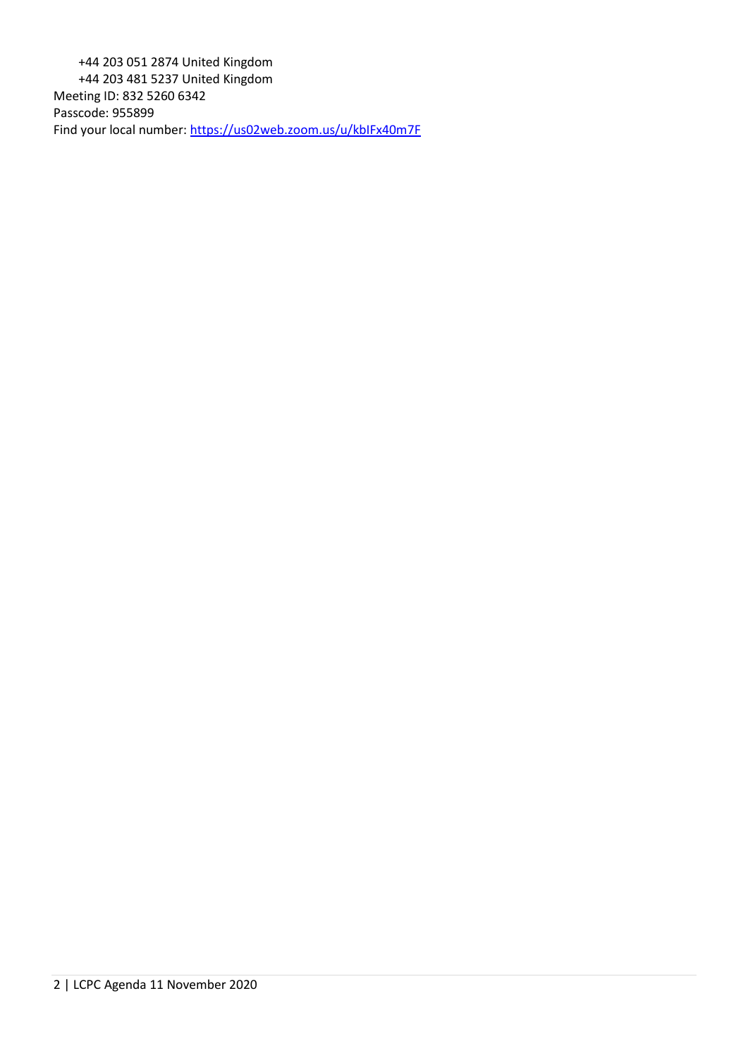+44 203 051 2874 United Kingdom
+44 203 481 5237 United Kingdom

Meeting ID: 832 5260 6342

Passcode: 955899

Find your local number: https://us02web.zoom.us/u/kbIFx40m7F